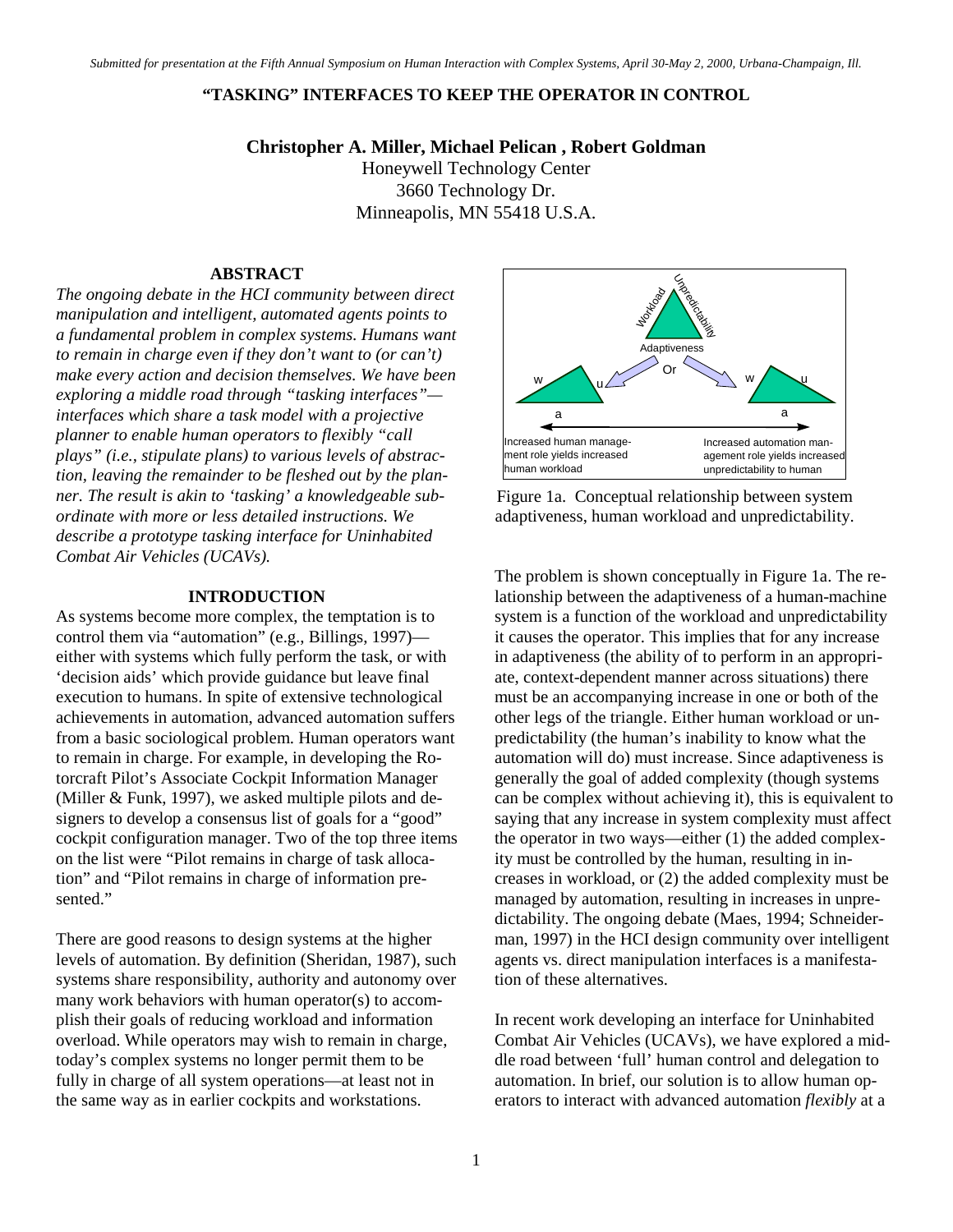Submitted for presentation at the Fifth Annual Symposium on Human Interaction with Complex Systems, April 30-May 2, 2000, Urbana-Champaign, Ill.

# "TASKING" INTERFACES TO KEEP THE OPERATOR IN CONTROL

**Christopher A. Miller, Michael Pelican , Robert Goldman**

Honeywell Technology Center
3660 Technology Dr.
Minneapolis, MN 55418 U.S.A.

## ABSTRACT

*The ongoing debate in the HCI community between direct manipulation and intelligent, automated agents points to a fundamental problem in complex systems. Humans want to remain in charge even if they don't want to (or can't) make every action and decision themselves. We have been exploring a middle road through "tasking interfaces"—interfaces which share a task model with a projective planner to enable human operators to flexibly "call plays" (i.e., stipulate plans) to various levels of abstraction, leaving the remainder to be fleshed out by the planner. The result is akin to 'tasking' a knowledgeable subordinate with more or less detailed instructions. We describe a prototype tasking interface for Uninhabited Combat Air Vehicles (UCAVs).*

## INTRODUCTION

As systems become more complex, the temptation is to control them via "automation" (e.g., Billings, 1997)—either with systems which fully perform the task, or with 'decision aids' which provide guidance but leave final execution to humans. In spite of extensive technological achievements in automation, advanced automation suffers from a basic sociological problem. Human operators want to remain in charge. For example, in developing the Rotorcraft Pilot's Associate Cockpit Information Manager (Miller & Funk, 1997), we asked multiple pilots and designers to develop a consensus list of goals for a "good" cockpit configuration manager. Two of the top three items on the list were "Pilot remains in charge of task allocation" and "Pilot remains in charge of information presented."

There are good reasons to design systems at the higher levels of automation. By definition (Sheridan, 1987), such systems share responsibility, authority and autonomy over many work behaviors with human operator(s) to accomplish their goals of reducing workload and information overload. While operators may wish to remain in charge, today's complex systems no longer permit them to be fully in charge of all system operations—at least not in the same way as in earlier cockpits and workstations.

Workload | Unpredictability | Adaptiveness | Or | w | u | a | w | u | a | Increased human management role yields increased human workload | Increased automation management role yields increased unpredictability to human

Figure 1a. Conceptual relationship between system adaptiveness, human workload and unpredictability.

The problem is shown conceptually in Figure 1a. The relationship between the adaptiveness of a human-machine system is a function of the workload and unpredictability it causes the operator. This implies that for any increase in adaptiveness (the ability of to perform in an appropriate, context-dependent manner across situations) there must be an accompanying increase in one or both of the other legs of the triangle. Either human workload or unpredictability (the human's inability to know what the automation will do) must increase. Since adaptiveness is generally the goal of added complexity (though systems can be complex without achieving it), this is equivalent to saying that any increase in system complexity must affect the operator in two ways—either (1) the added complexity must be controlled by the human, resulting in increases in workload, or (2) the added complexity must be managed by automation, resulting in increases in unpredictability. The ongoing debate (Maes, 1994; Schneiderman, 1997) in the HCI design community over intelligent agents vs. direct manipulation interfaces is a manifestation of these alternatives.

In recent work developing an interface for Uninhabited Combat Air Vehicles (UCAVs), we have explored a middle road between 'full' human control and delegation to automation. In brief, our solution is to allow human operators to interact with advanced automation *flexibly* at a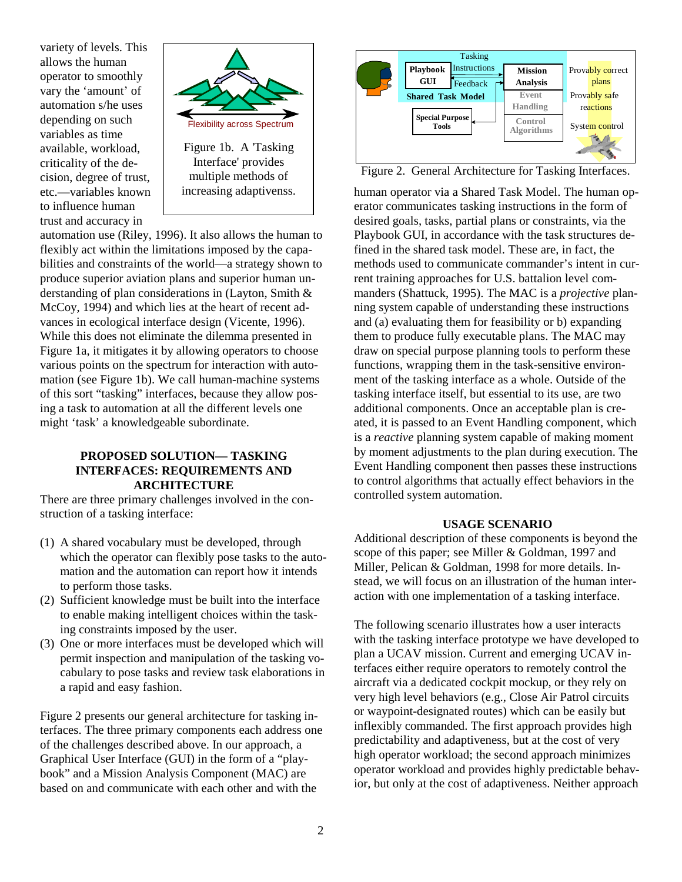variety of levels. This allows the human operator to smoothly vary the 'amount' of automation s/he uses depending on such variables as time available, workload, criticality of the decision, degree of trust, etc.—variables known to influence human trust and accuracy in automation use (Riley, 1996). It also allows the human to flexibly act within the limitations imposed by the capabilities and constraints of the world—a strategy shown to produce superior aviation plans and superior human understanding of plan considerations in (Layton, Smith & McCoy, 1994) and which lies at the heart of recent advances in ecological interface design (Vicente, 1996). While this does not eliminate the dilemma presented in Figure 1a, it mitigates it by allowing operators to choose various points on the spectrum for interaction with automation (see Figure 1b). We call human-machine systems of this sort "tasking" interfaces, because they allow posing a task to automation at all the different levels one might 'task' a knowledgeable subordinate.

Flexibility across Spectrum

Figure 1b. A 'Tasking Interface' provides multiple methods of increasing adaptivenss.

## PROPOSED SOLUTION— TASKING INTERFACES: REQUIREMENTS AND ARCHITECTURE

There are three primary challenges involved in the construction of a tasking interface:

1. A shared vocabulary must be developed, through which the operator can flexibly pose tasks to the automation and the automation can report how it intends to perform those tasks.
2. Sufficient knowledge must be built into the interface to enable making intelligent choices within the tasking constraints imposed by the user.
3. One or more interfaces must be developed which will permit inspection and manipulation of the tasking vocabulary to pose tasks and review task elaborations in a rapid and easy fashion.

Figure 2 presents our general architecture for tasking interfaces. The three primary components each address one of the challenges described above. In our approach, a Graphical User Interface (GUI) in the form of a "playbook" and a Mission Analysis Component (MAC) are based on and communicate with each other and with the human operator via a Shared Task Model. The human operator communicates tasking instructions in the form of desired goals, tasks, partial plans or constraints, via the Playbook GUI, in accordance with the task structures defined in the shared task model. These are, in fact, the methods used to communicate commander's intent in current training approaches for U.S. battalion level commanders (Shattuck, 1995). The MAC is a *projective* planning system capable of understanding these instructions and (a) evaluating them for feasibility or b) expanding them to produce fully executable plans. The MAC may draw on special purpose planning tools to perform these functions, wrapping them in the task-sensitive environment of the tasking interface as a whole. Outside of the tasking interface itself, but essential to its use, are two additional components. Once an acceptable plan is created, it is passed to an Event Handling component, which is a *reactive* planning system capable of making moment by moment adjustments to the plan during execution. The Event Handling component then passes these instructions to control algorithms that actually effect behaviors in the controlled system automation.

Playbook GUI | Tasking Instructions | Feedback | Mission Analysis | Shared Task Model | Event Handling | Special Purpose Tools | Control Algorithms | Provably correct plans | Provably safe reactions | System control

Figure 2. General Architecture for Tasking Interfaces.

## USAGE SCENARIO

Additional description of these components is beyond the scope of this paper; see Miller & Goldman, 1997 and Miller, Pelican & Goldman, 1998 for more details. Instead, we will focus on an illustration of the human interaction with one implementation of a tasking interface.

The following scenario illustrates how a user interacts with the tasking interface prototype we have developed to plan a UCAV mission. Current and emerging UCAV interfaces either require operators to remotely control the aircraft via a dedicated cockpit mockup, or they rely on very high level behaviors (e.g., Close Air Patrol circuits or waypoint-designated routes) which can be easily but inflexibly commanded. The first approach provides high predictability and adaptiveness, but at the cost of very high operator workload; the second approach minimizes operator workload and provides highly predictable behavior, but only at the cost of adaptiveness. Neither approach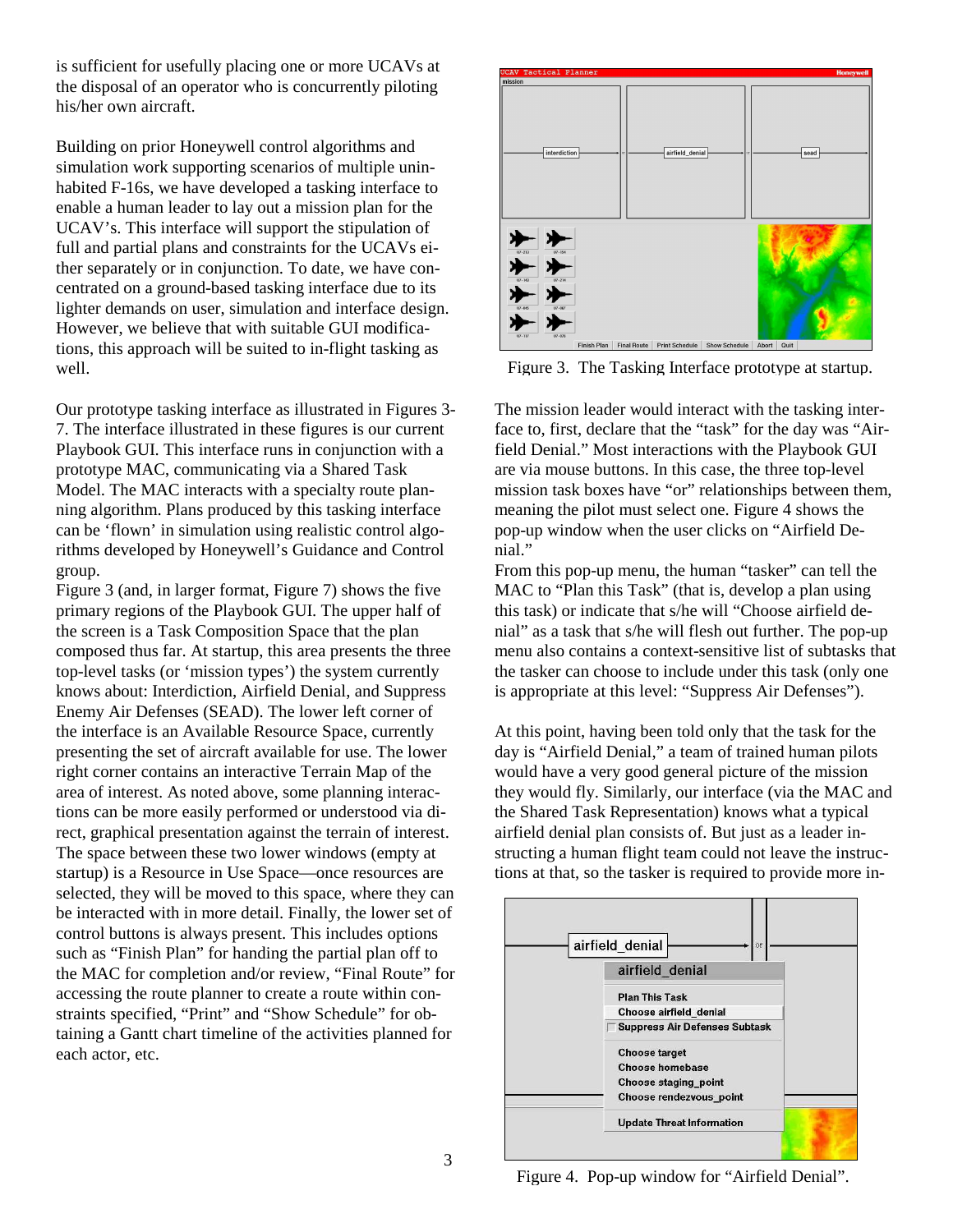is sufficient for usefully placing one or more UCAVs at the disposal of an operator who is concurrently piloting his/her own aircraft.

Building on prior Honeywell control algorithms and simulation work supporting scenarios of multiple uninhabited F-16s, we have developed a tasking interface to enable a human leader to lay out a mission plan for the UCAV's. This interface will support the stipulation of full and partial plans and constraints for the UCAVs either separately or in conjunction. To date, we have concentrated on a ground-based tasking interface due to its lighter demands on user, simulation and interface design. However, we believe that with suitable GUI modifications, this approach will be suited to in-flight tasking as well.

Our prototype tasking interface as illustrated in Figures 3-7. The interface illustrated in these figures is our current Playbook GUI. This interface runs in conjunction with a prototype MAC, communicating via a Shared Task Model. The MAC interacts with a specialty route planning algorithm. Plans produced by this tasking interface can be 'flown' in simulation using realistic control algorithms developed by Honeywell's Guidance and Control group.

Figure 3 (and, in larger format, Figure 7) shows the five primary regions of the Playbook GUI. The upper half of the screen is a Task Composition Space that the plan composed thus far. At startup, this area presents the three top-level tasks (or 'mission types') the system currently knows about: Interdiction, Airfield Denial, and Suppress Enemy Air Defenses (SEAD). The lower left corner of the interface is an Available Resource Space, currently presenting the set of aircraft available for use. The lower right corner contains an interactive Terrain Map of the area of interest. As noted above, some planning interactions can be more easily performed or understood via direct, graphical presentation against the terrain of interest. The space between these two lower windows (empty at startup) is a Resource in Use Space—once resources are selected, they will be moved to this space, where they can be interacted with in more detail. Finally, the lower set of control buttons is always present. This includes options such as "Finish Plan" for handing the partial plan off to the MAC for completion and/or review, "Final Route" for accessing the route planner to create a route within constraints specified, "Print" and "Show Schedule" for obtaining a Gantt chart timeline of the activities planned for each actor, etc.

Figure 3. The Tasking Interface prototype at startup.

The mission leader would interact with the tasking interface to, first, declare that the "task" for the day was "Airfield Denial." Most interactions with the Playbook GUI are via mouse buttons. In this case, the three top-level mission task boxes have "or" relationships between them, meaning the pilot must select one. Figure 4 shows the pop-up window when the user clicks on "Airfield Denial."

From this pop-up menu, the human "tasker" can tell the MAC to "Plan this Task" (that is, develop a plan using this task) or indicate that s/he will "Choose airfield denial" as a task that s/he will flesh out further. The pop-up menu also contains a context-sensitive list of subtasks that the tasker can choose to include under this task (only one is appropriate at this level: "Suppress Air Defenses").

At this point, having been told only that the task for the day is "Airfield Denial," a team of trained human pilots would have a very good general picture of the mission they would fly. Similarly, our interface (via the MAC and the Shared Task Representation) knows what a typical airfield denial plan consists of. But just as a leader instructing a human flight team could not leave the instructions at that, so the tasker is required to provide more in-

Figure 4. Pop-up window for "Airfield Denial".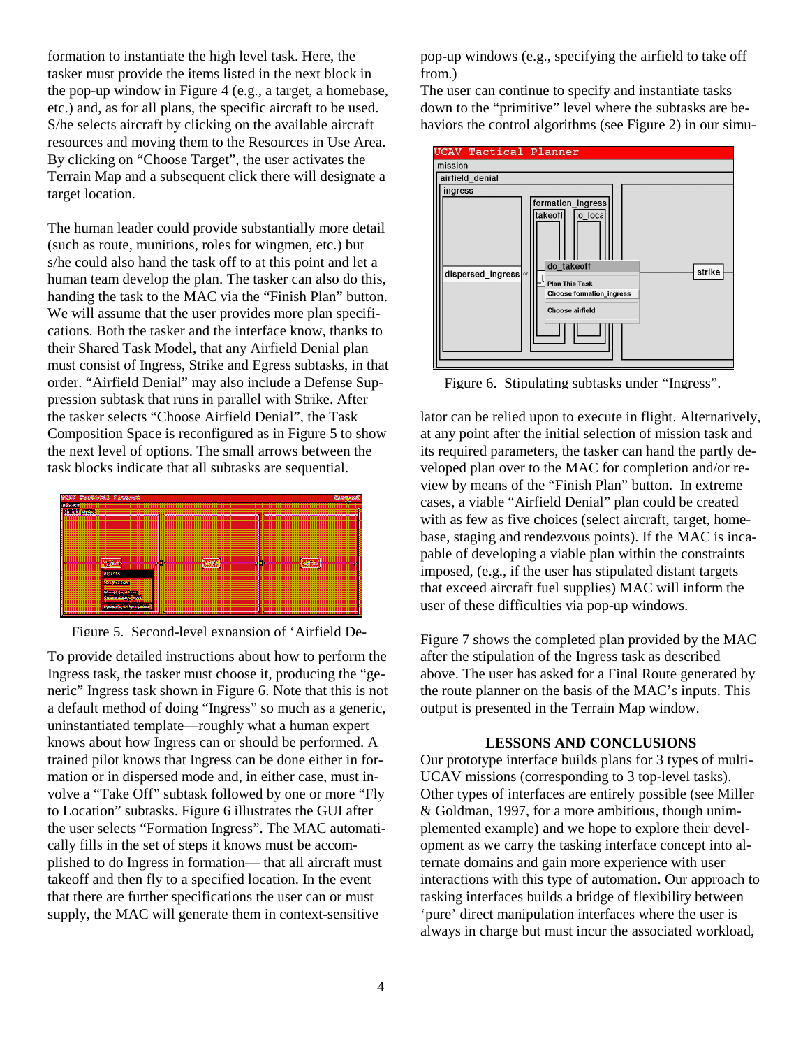formation to instantiate the high level task. Here, the tasker must provide the items listed in the next block in the pop-up window in Figure 4 (e.g., a target, a homebase, etc.) and, as for all plans, the specific aircraft to be used. S/he selects aircraft by clicking on the available aircraft resources and moving them to the Resources in Use Area. By clicking on "Choose Target", the user activates the Terrain Map and a subsequent click there will designate a target location.

The human leader could provide substantially more detail (such as route, munitions, roles for wingmen, etc.) but s/he could also hand the task off to at this point and let a human team develop the plan. The tasker can also do this, handing the task to the MAC via the "Finish Plan" button. We will assume that the user provides more plan specifications. Both the tasker and the interface know, thanks to their Shared Task Model, that any Airfield Denial plan must consist of Ingress, Strike and Egress subtasks, in that order. "Airfield Denial" may also include a Defense Suppression subtask that runs in parallel with Strike. After the tasker selects "Choose Airfield Denial", the Task Composition Space is reconfigured as in Figure 5 to show the next level of options. The small arrows between the task blocks indicate that all subtasks are sequential.

Figure 5. Second-level expansion of 'Airfield De-

To provide detailed instructions about how to perform the Ingress task, the tasker must choose it, producing the "generic" Ingress task shown in Figure 6. Note that this is not a default method of doing "Ingress" so much as a generic, uninstantiated template—roughly what a human expert knows about how Ingress can or should be performed. A trained pilot knows that Ingress can be done either in formation or in dispersed mode and, in either case, must involve a "Take Off" subtask followed by one or more "Fly to Location" subtasks. Figure 6 illustrates the GUI after the user selects "Formation Ingress". The MAC automatically fills in the set of steps it knows must be accomplished to do Ingress in formation— that all aircraft must takeoff and then fly to a specified location. In the event that there are further specifications the user can or must supply, the MAC will generate them in context-sensitive pop-up windows (e.g., specifying the airfield to take off from.)

The user can continue to specify and instantiate tasks down to the "primitive" level where the subtasks are behaviors the control algorithms (see Figure 2) in our simu-

Figure 6. Stipulating subtasks under "Ingress".

lator can be relied upon to execute in flight. Alternatively, at any point after the initial selection of mission task and its required parameters, the tasker can hand the partly developed plan over to the MAC for completion and/or review by means of the "Finish Plan" button. In extreme cases, a viable "Airfield Denial" plan could be created with as few as five choices (select aircraft, target, homebase, staging and rendezvous points). If the MAC is incapable of developing a viable plan within the constraints imposed, (e.g., if the user has stipulated distant targets that exceed aircraft fuel supplies) MAC will inform the user of these difficulties via pop-up windows.

Figure 7 shows the completed plan provided by the MAC after the stipulation of the Ingress task as described above. The user has asked for a Final Route generated by the route planner on the basis of the MAC's inputs. This output is presented in the Terrain Map window.

## LESSONS AND CONCLUSIONS

Our prototype interface builds plans for 3 types of multi-UCAV missions (corresponding to 3 top-level tasks). Other types of interfaces are entirely possible (see Miller & Goldman, 1997, for a more ambitious, though unimplemented example) and we hope to explore their development as we carry the tasking interface concept into alternate domains and gain more experience with user interactions with this type of automation. Our approach to tasking interfaces builds a bridge of flexibility between 'pure' direct manipulation interfaces where the user is always in charge but must incur the associated workload,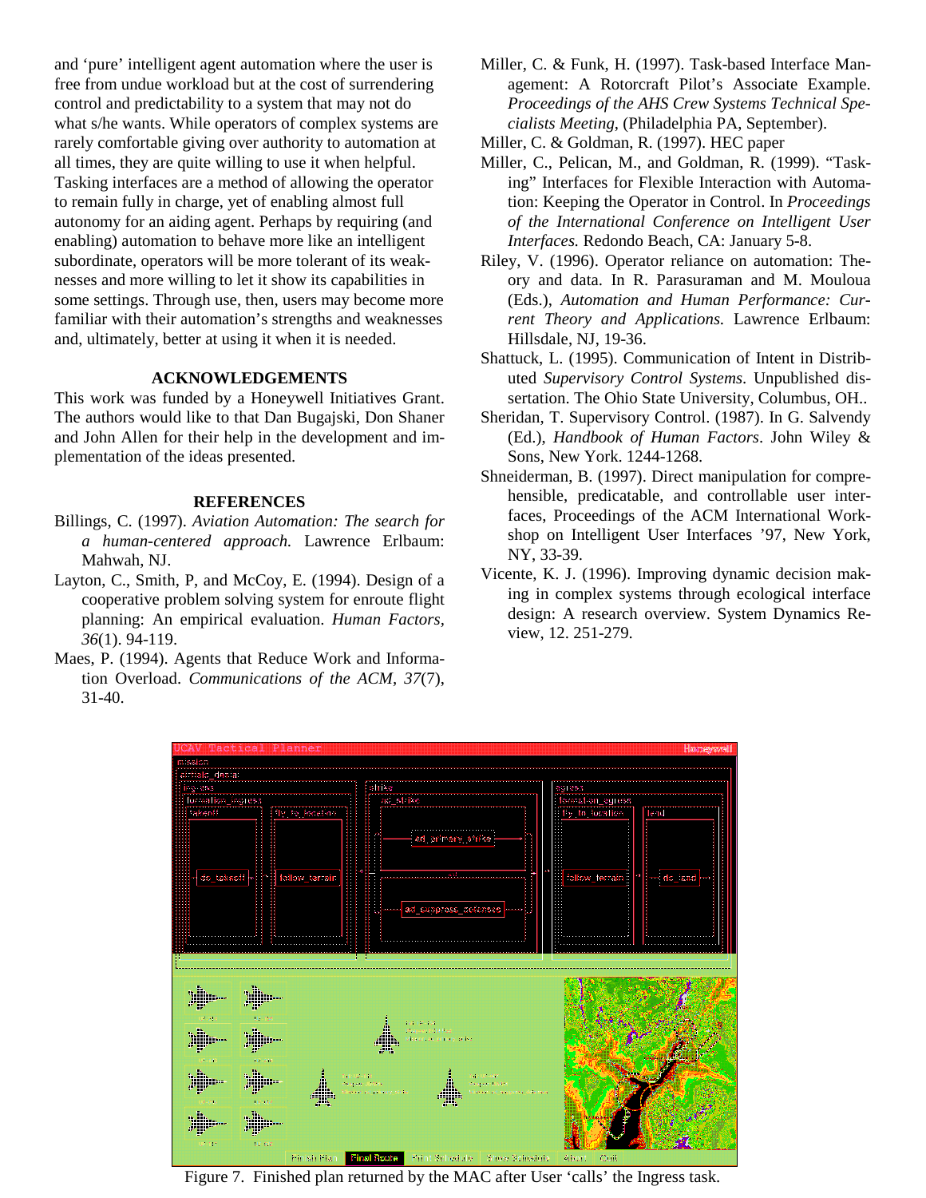and 'pure' intelligent agent automation where the user is free from undue workload but at the cost of surrendering control and predictability to a system that may not do what s/he wants. While operators of complex systems are rarely comfortable giving over authority to automation at all times, they are quite willing to use it when helpful. Tasking interfaces are a method of allowing the operator to remain fully in charge, yet of enabling almost full autonomy for an aiding agent. Perhaps by requiring (and enabling) automation to behave more like an intelligent subordinate, operators will be more tolerant of its weaknesses and more willing to let it show its capabilities in some settings. Through use, then, users may become more familiar with their automation's strengths and weaknesses and, ultimately, better at using it when it is needed.

## ACKNOWLEDGEMENTS

This work was funded by a Honeywell Initiatives Grant. The authors would like to that Dan Bugajski, Don Shaner and John Allen for their help in the development and implementation of the ideas presented.

## REFERENCES

Billings, C. (1997). *Aviation Automation: The search for a human-centered approach.* Lawrence Erlbaum: Mahwah, NJ.

Layton, C., Smith, P, and McCoy, E. (1994). Design of a cooperative problem solving system for enroute flight planning: An empirical evaluation. *Human Factors, 36*(1). 94-119.

Maes, P. (1994). Agents that Reduce Work and Information Overload. *Communications of the ACM, 37*(7), 31-40.

Miller, C. & Funk, H. (1997). Task-based Interface Management: A Rotorcraft Pilot's Associate Example. *Proceedings of the AHS Crew Systems Technical Specialists Meeting*, (Philadelphia PA, September).

Miller, C. & Goldman, R. (1997). HEC paper

Miller, C., Pelican, M., and Goldman, R. (1999). "Tasking" Interfaces for Flexible Interaction with Automation: Keeping the Operator in Control. In *Proceedings of the International Conference on Intelligent User Interfaces.* Redondo Beach, CA: January 5-8.

Riley, V. (1996). Operator reliance on automation: Theory and data. In R. Parasuraman and M. Mouloua (Eds.), *Automation and Human Performance: Current Theory and Applications.* Lawrence Erlbaum: Hillsdale, NJ, 19-36.

Shattuck, L. (1995). Communication of Intent in Distributed *Supervisory Control Systems*. Unpublished dissertation. The Ohio State University, Columbus, OH..

Sheridan, T. Supervisory Control. (1987). In G. Salvendy (Ed.), *Handbook of Human Factors*. John Wiley & Sons, New York. 1244-1268.

Shneiderman, B. (1997). Direct manipulation for comprehensible, predicatable, and controllable user interfaces, Proceedings of the ACM International Workshop on Intelligent User Interfaces '97, New York, NY, 33-39.

Vicente, K. J. (1996). Improving dynamic decision making in complex systems through ecological interface design: A research overview. System Dynamics Review, 12. 251-279.

Figure 7. Finished plan returned by the MAC after User 'calls' the Ingress task.